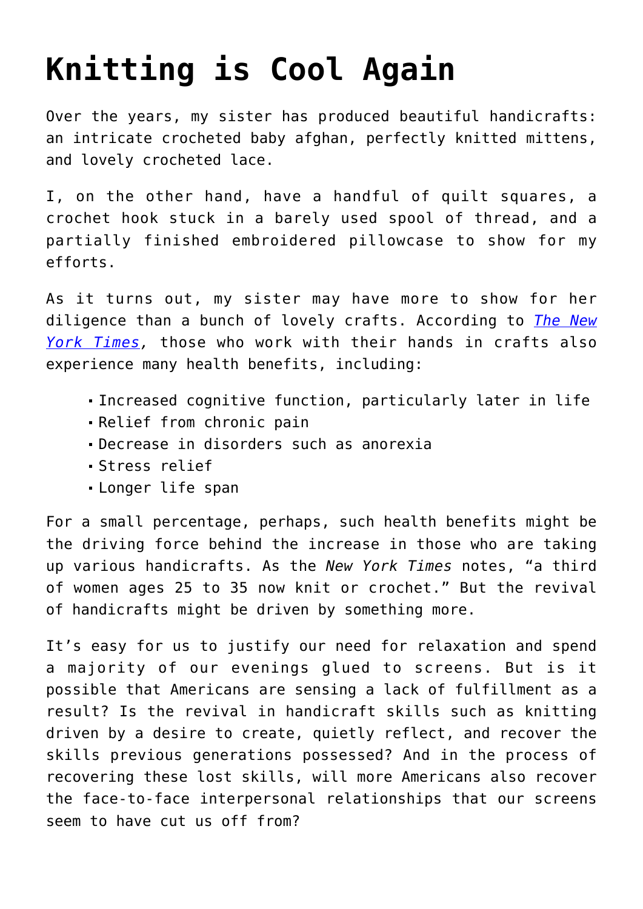# Knitting is Cool Again

Over the years, my sister has produced beautiful handicrafts: an intricate crocheted baby afghan, perfectly knitted mittens, and lovely crocheted lace.

I, on the other hand, have a handful of quilt squares, a crochet hook stuck in a barely used spool of thread, and a partially finished embroidered pillowcase to show for my efforts.

As it turns out, my sister may have more to show for her diligence than a bunch of lovely crafts. According to [*The New York Times*](), those who work with their hands in crafts also experience many health benefits, including:

- Increased cognitive function, particularly later in life
- Relief from chronic pain
- Decrease in disorders such as anorexia
- Stress relief
- Longer life span

For a small percentage, perhaps, such health benefits might be the driving force behind the increase in those who are taking up various handicrafts. As the *New York Times* notes, "a third of women ages 25 to 35 now knit or crochet." But the revival of handicrafts might be driven by something more.

It's easy for us to justify our need for relaxation and spend a majority of our evenings glued to screens. But is it possible that Americans are sensing a lack of fulfillment as a result? Is the revival in handicraft skills such as knitting driven by a desire to create, quietly reflect, and recover the skills previous generations possessed? And in the process of recovering these lost skills, will more Americans also recover the face-to-face interpersonal relationships that our screens seem to have cut us off from?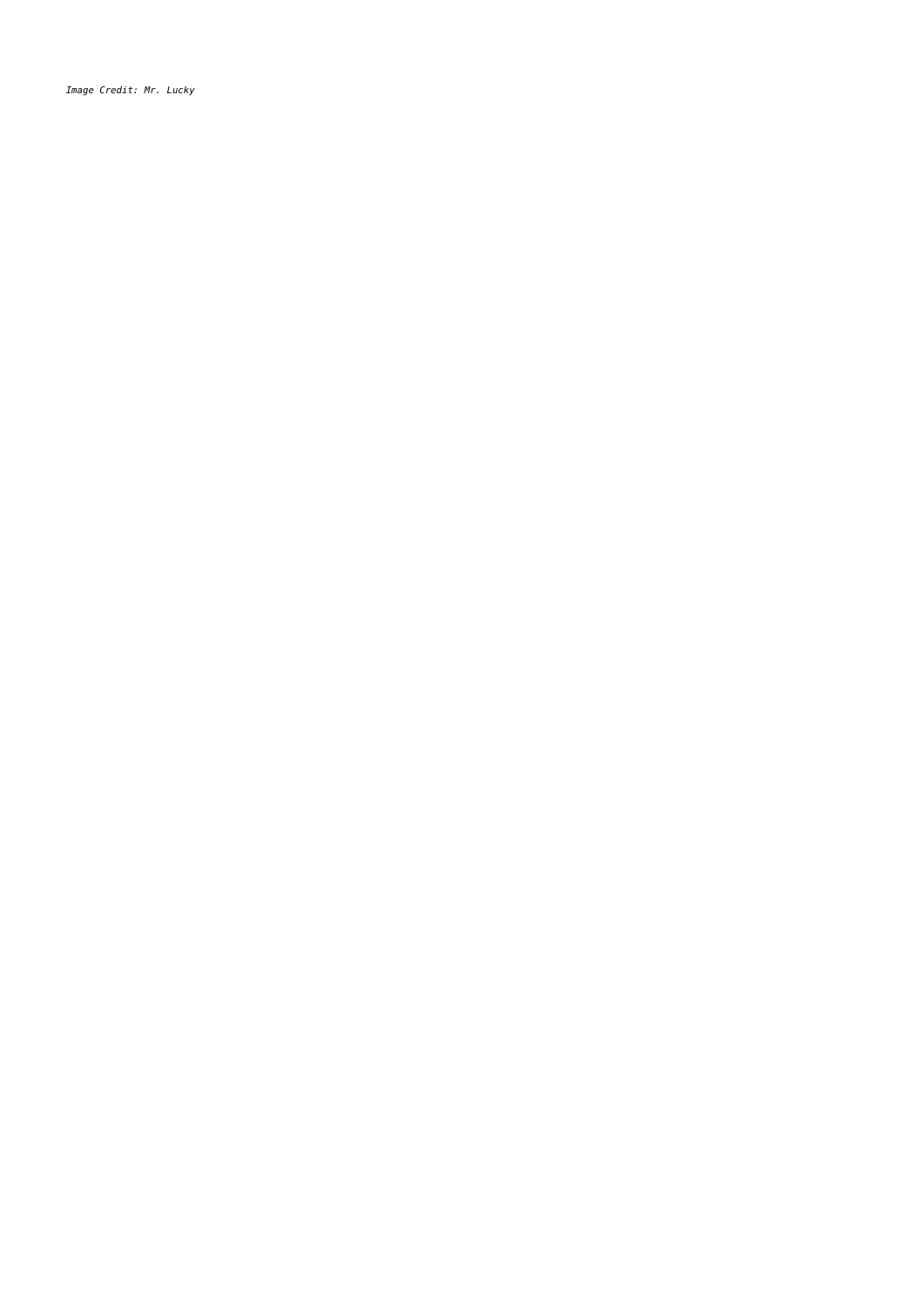*Image Credit: Mr. Lucky*